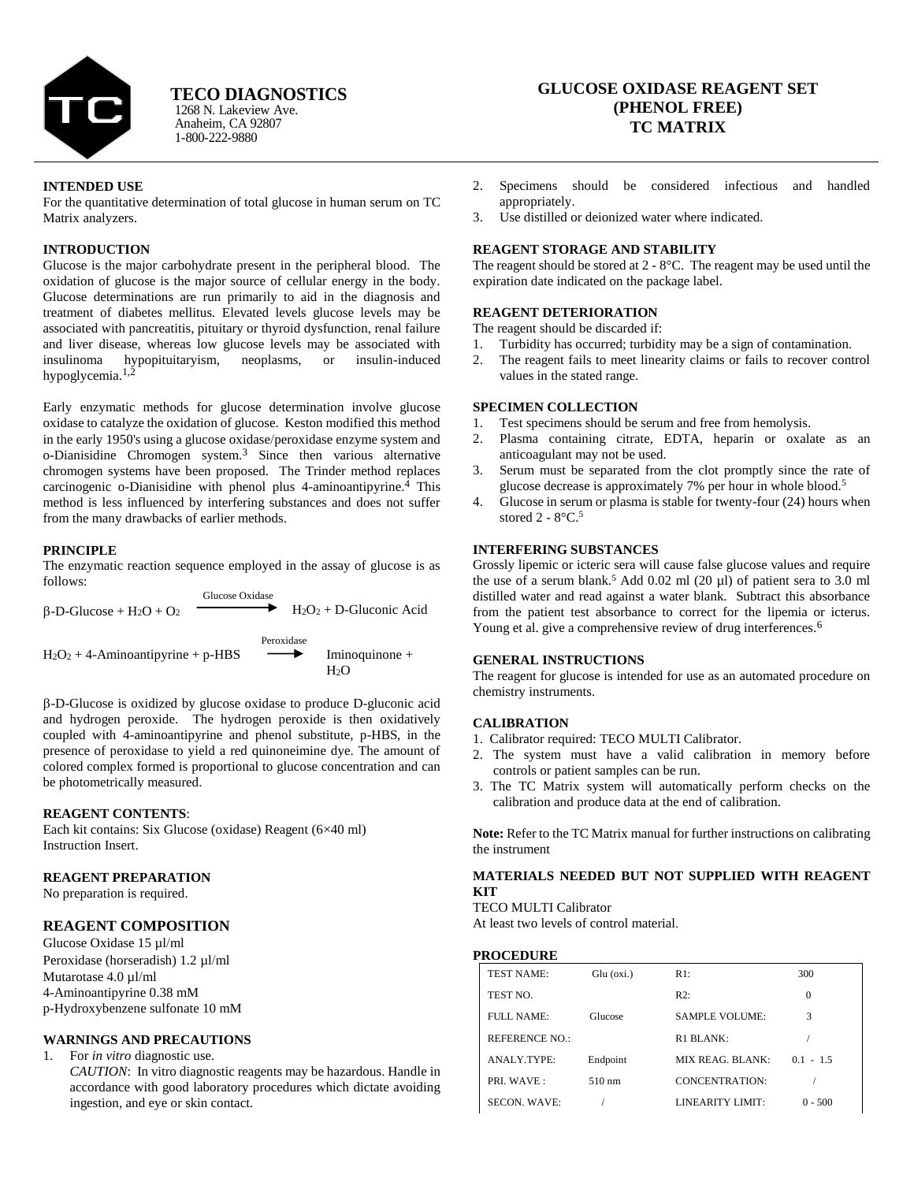**TECO DIAGNOSTICS**
1268 N. Lakeview Ave.
Anaheim, CA 92807
1-800-222-9880

# GLUCOSE OXIDASE REAGENT SET (PHENOL FREE) TC MATRIX

## INTENDED USE

For the quantitative determination of total glucose in human serum on TC Matrix analyzers.

## INTRODUCTION

Glucose is the major carbohydrate present in the peripheral blood. The oxidation of glucose is the major source of cellular energy in the body. Glucose determinations are run primarily to aid in the diagnosis and treatment of diabetes mellitus. Elevated levels glucose levels may be associated with pancreatitis, pituitary or thyroid dysfunction, renal failure and liver disease, whereas low glucose levels may be associated with insulinoma hypopituitaryism, neoplasms, or insulin-induced hypoglycemia.[1,2]

Early enzymatic methods for glucose determination involve glucose oxidase to catalyze the oxidation of glucose. Keston modified this method in the early 1950's using a glucose oxidase/peroxidase enzyme system and o-Dianisidine Chromogen system.[3] Since then various alternative chromogen systems have been proposed. The Trinder method replaces carcinogenic o-Dianisidine with phenol plus 4-aminoantipyrine.[4] This method is less influenced by interfering substances and does not suffer from the many drawbacks of earlier methods.

## PRINCIPLE

The enzymatic reaction sequence employed in the assay of glucose is as follows:

$$\beta\text{-D-Glucose} + H_2O + O_2 \xrightarrow{\text{Glucose Oxidase}} H_2O_2 + \text{D-Gluconic Acid}$$

$$H_2O_2 + \text{4-Aminoantipyrine} + \text{p-HBS} \xrightarrow{\text{Peroxidase}} \text{Iminoquinone} + H_2O$$

β-D-Glucose is oxidized by glucose oxidase to produce D-gluconic acid and hydrogen peroxide. The hydrogen peroxide is then oxidatively coupled with 4-aminoantipyrine and phenol substitute, p-HBS, in the presence of peroxidase to yield a red quinoneimine dye. The amount of colored complex formed is proportional to glucose concentration and can be photometrically measured.

## REAGENT CONTENTS:

Each kit contains: Six Glucose (oxidase) Reagent (6×40 ml)
Instruction Insert.

## REAGENT PREPARATION

No preparation is required.

## REAGENT COMPOSITION

Glucose Oxidase 15 µl/ml
Peroxidase (horseradish) 1.2 µl/ml
Mutarotase 4.0 µl/ml
4-Aminoantipyrine 0.38 mM
p-Hydroxybenzene sulfonate 10 mM

## WARNINGS AND PRECAUTIONS

1. For *in vitro* diagnostic use.
   *CAUTION*: In vitro diagnostic reagents may be hazardous. Handle in accordance with good laboratory procedures which dictate avoiding ingestion, and eye or skin contact.
2. Specimens should be considered infectious and handled appropriately.
3. Use distilled or deionized water where indicated.

## REAGENT STORAGE AND STABILITY

The reagent should be stored at 2 - 8°C. The reagent may be used until the expiration date indicated on the package label.

## REAGENT DETERIORATION

The reagent should be discarded if:

1. Turbidity has occurred; turbidity may be a sign of contamination.
2. The reagent fails to meet linearity claims or fails to recover control values in the stated range.

## SPECIMEN COLLECTION

1. Test specimens should be serum and free from hemolysis.
2. Plasma containing citrate, EDTA, heparin or oxalate as an anticoagulant may not be used.
3. Serum must be separated from the clot promptly since the rate of glucose decrease is approximately 7% per hour in whole blood.[5]
4. Glucose in serum or plasma is stable for twenty-four (24) hours when stored 2 - 8°C.[5]

## INTERFERING SUBSTANCES

Grossly lipemic or icteric sera will cause false glucose values and require the use of a serum blank.[5] Add 0.02 ml (20 µl) of patient sera to 3.0 ml distilled water and read against a water blank. Subtract this absorbance from the patient test absorbance to correct for the lipemia or icterus. Young et al. give a comprehensive review of drug interferences.[6]

## GENERAL INSTRUCTIONS

The reagent for glucose is intended for use as an automated procedure on chemistry instruments.

## CALIBRATION

1. Calibrator required: TECO MULTI Calibrator.
2. The system must have a valid calibration in memory before controls or patient samples can be run.
3. The TC Matrix system will automatically perform checks on the calibration and produce data at the end of calibration.

**Note:** Refer to the TC Matrix manual for further instructions on calibrating the instrument

## MATERIALS NEEDED BUT NOT SUPPLIED WITH REAGENT KIT

TECO MULTI Calibrator
At least two levels of control material.

## PROCEDURE

| TEST NAME: | Glu (oxi.) | R1: | 300 |
|---|---|---|---|
| TEST NO. | | R2: | 0 |
| FULL NAME: | Glucose | SAMPLE VOLUME: | 3 |
| REFERENCE NO.: | | R1 BLANK: | / |
| ANALY.TYPE: | Endpoint | MIX REAG. BLANK: | 0.1 - 1.5 |
| PRI. WAVE : | 510 nm | CONCENTRATION: | / |
| SECON. WAVE: | / | LINEARITY LIMIT: | 0 - 500 |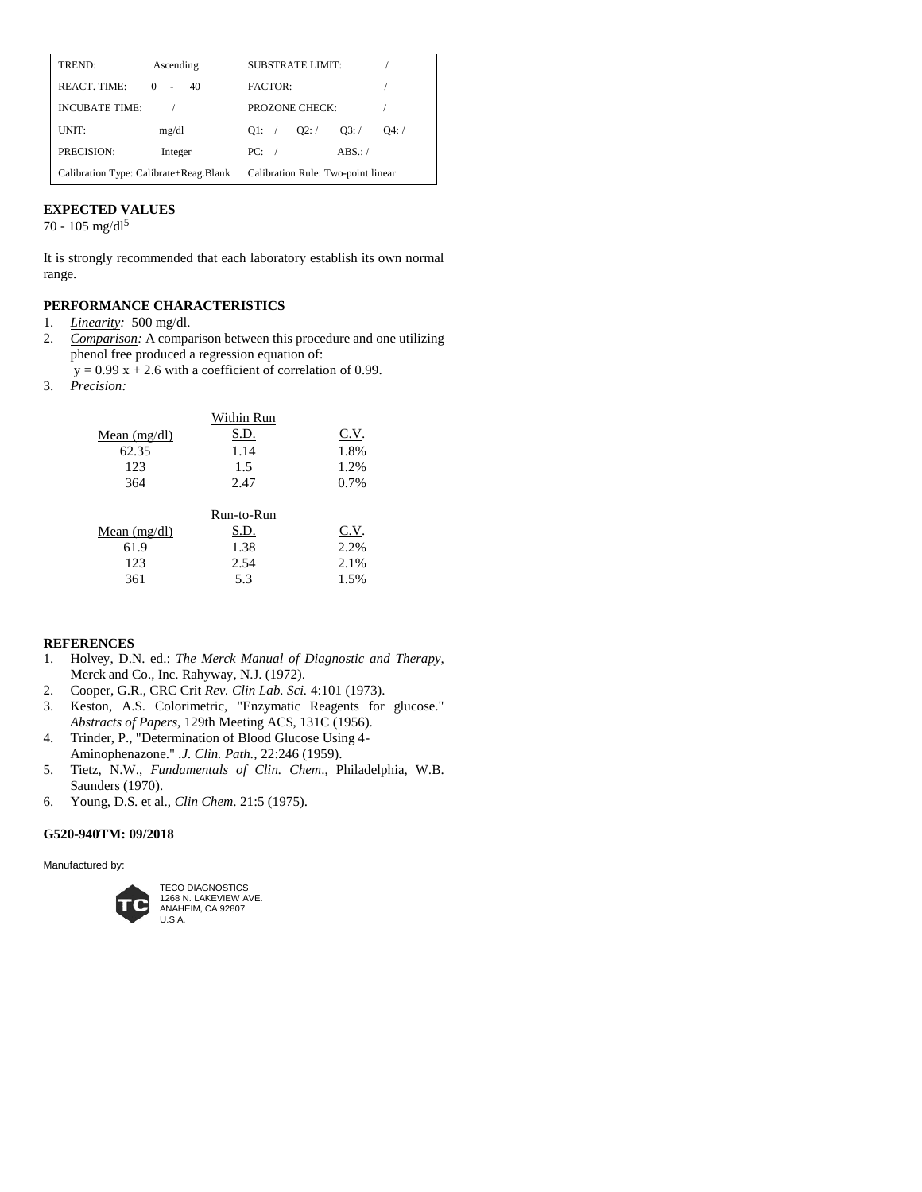| | | | | | |
|---|---|---|---|---|---|
| TREND: | Ascending | SUBSTRATE LIMIT: | | | / |
| REACT. TIME: | 0 - 40 | FACTOR: | | | / |
| INCUBATE TIME: | / | PROZONE CHECK: | | | / |
| UNIT: | mg/dl | Q1: / | Q2: / | Q3: / | Q4: / |
| PRECISION: | Integer | PC: / | | ABS.: / | |
| Calibration Type: Calibrate+Reag.Blank | | Calibration Rule: Two-point linear | | | |

**EXPECTED VALUES**

70 - 105 mg/dl[5]

It is strongly recommended that each laboratory establish its own normal range.

**PERFORMANCE CHARACTERISTICS**

1. *Linearity:* 500 mg/dl.
2. *Comparison:* A comparison between this procedure and one utilizing phenol free produced a regression equation of: $y = 0.99\,x + 2.6$ with a coefficient of correlation of 0.99.
3. *Precision:*

| | Within Run | |
|---|---|---|
| Mean (mg/dl) | S.D. | C.V. |
| 62.35 | 1.14 | 1.8% |
| 123 | 1.5 | 1.2% |
| 364 | 2.47 | 0.7% |

| | Run-to-Run | |
|---|---|---|
| Mean (mg/dl) | S.D. | C.V. |
| 61.9 | 1.38 | 2.2% |
| 123 | 2.54 | 2.1% |
| 361 | 5.3 | 1.5% |

**REFERENCES**

1. Holvey, D.N. ed.: *The Merck Manual of Diagnostic and Therapy,* Merck and Co., Inc. Rahyway, N.J. (1972).
2. Cooper, G.R., CRC Crit *Rev. Clin Lab. Sci.* 4:101 (1973).
3. Keston, A.S. Colorimetric, "Enzymatic Reagents for glucose." *Abstracts of Papers*, 129th Meeting ACS, 131C (1956).
4. Trinder, P., "Determination of Blood Glucose Using 4-Aminophenazone." *.J. Clin. Path.,* 22:246 (1959).
5. Tietz, N.W., *Fundamentals of Clin. Chem*., Philadelphia, W.B. Saunders (1970).
6. Young, D.S. et al., *Clin Chem*. 21:5 (1975).

**G520-940TM: 09/2018**

Manufactured by:

TECO DIAGNOSTICS
1268 N. LAKEVIEW AVE.
ANAHEIM, CA 92807
U.S.A.